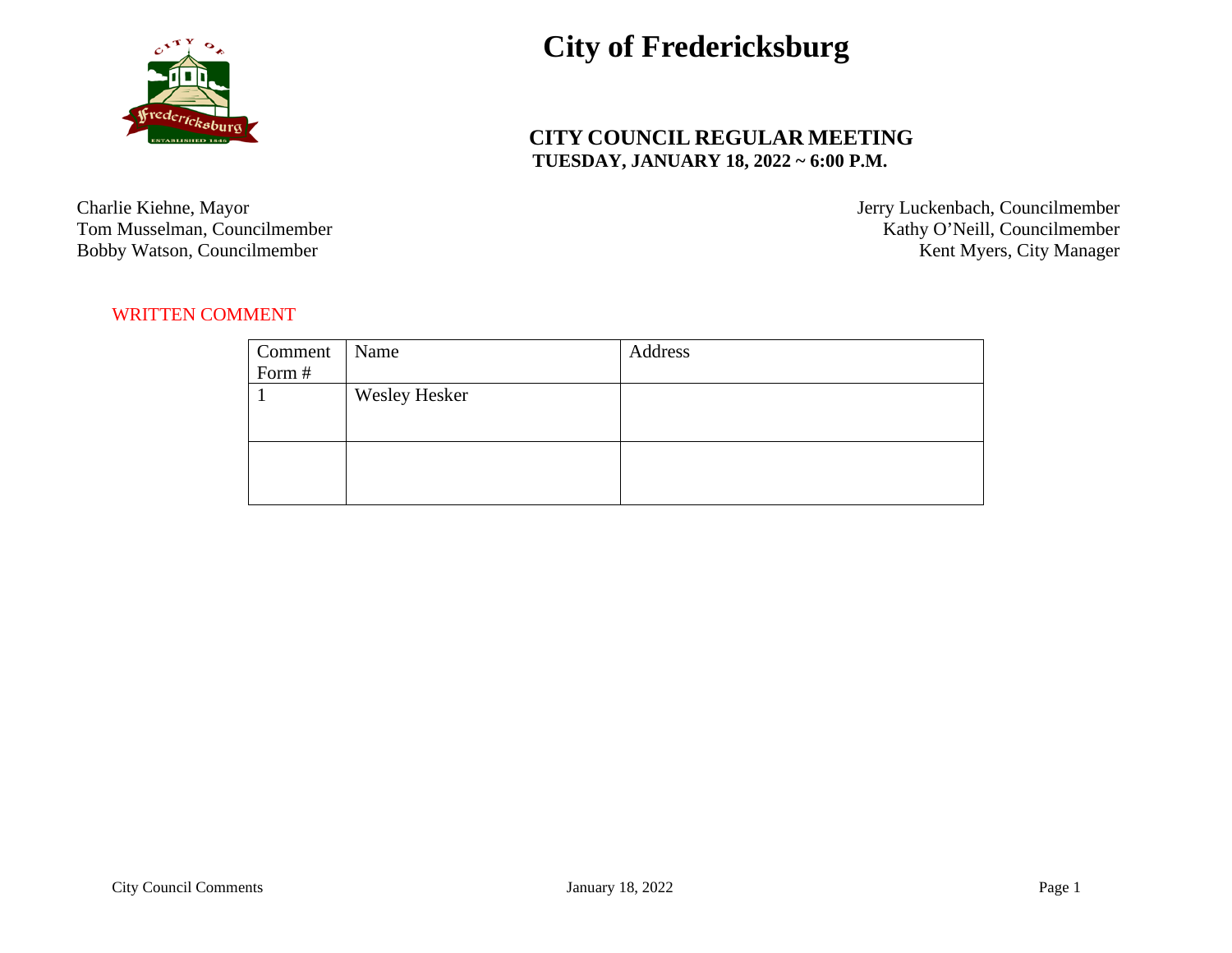# City of Fredericksburg

## CITY COUNCIL REGULAR MEETING
**TUESDAY, JANUARY 18, 2022 ~ 6:00 P.M.**

Charlie Kiehne, Mayor
Tom Musselman, Councilmember
Bobby Watson, Councilmember

Jerry Luckenbach, Councilmember
Kathy O'Neill, Councilmember
Kent Myers, City Manager

WRITTEN COMMENT

| Comment Form # | Name | Address |
| --- | --- | --- |
| 1 | Wesley Hesker | |
| | | |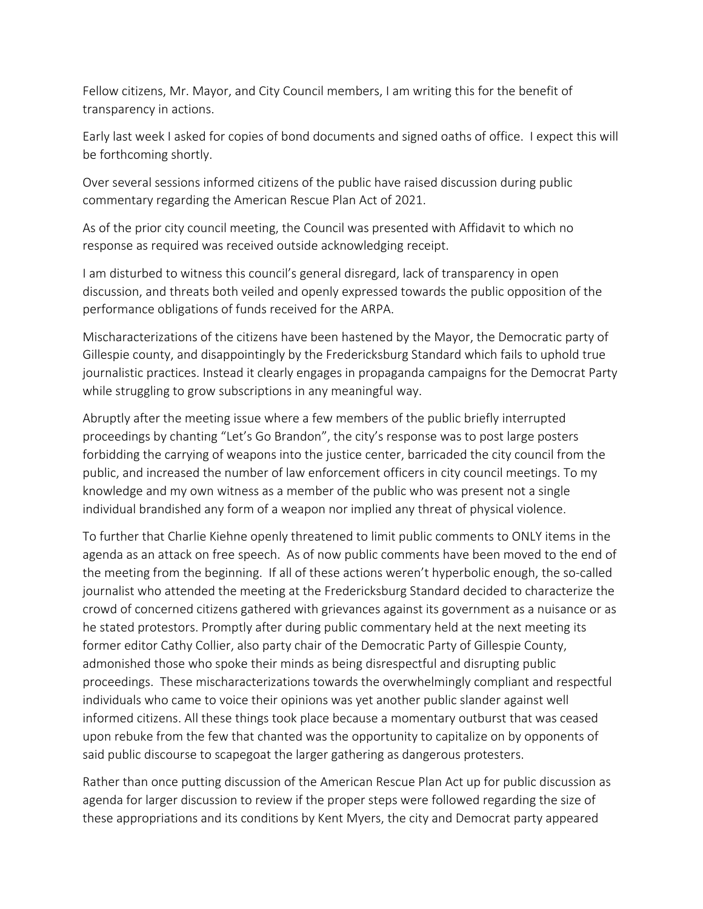Fellow citizens, Mr. Mayor, and City Council members, I am writing this for the benefit of transparency in actions.

Early last week I asked for copies of bond documents and signed oaths of office. I expect this will be forthcoming shortly.

Over several sessions informed citizens of the public have raised discussion during public commentary regarding the American Rescue Plan Act of 2021.

As of the prior city council meeting, the Council was presented with Affidavit to which no response as required was received outside acknowledging receipt.

I am disturbed to witness this council's general disregard, lack of transparency in open discussion, and threats both veiled and openly expressed towards the public opposition of the performance obligations of funds received for the ARPA.

Mischaracterizations of the citizens have been hastened by the Mayor, the Democratic party of Gillespie county, and disappointingly by the Fredericksburg Standard which fails to uphold true journalistic practices. Instead it clearly engages in propaganda campaigns for the Democrat Party while struggling to grow subscriptions in any meaningful way.

Abruptly after the meeting issue where a few members of the public briefly interrupted proceedings by chanting "Let's Go Brandon", the city's response was to post large posters forbidding the carrying of weapons into the justice center, barricaded the city council from the public, and increased the number of law enforcement officers in city council meetings. To my knowledge and my own witness as a member of the public who was present not a single individual brandished any form of a weapon nor implied any threat of physical violence.

To further that Charlie Kiehne openly threatened to limit public comments to ONLY items in the agenda as an attack on free speech. As of now public comments have been moved to the end of the meeting from the beginning. If all of these actions weren't hyperbolic enough, the so-called journalist who attended the meeting at the Fredericksburg Standard decided to characterize the crowd of concerned citizens gathered with grievances against its government as a nuisance or as he stated protestors. Promptly after during public commentary held at the next meeting its former editor Cathy Collier, also party chair of the Democratic Party of Gillespie County, admonished those who spoke their minds as being disrespectful and disrupting public proceedings. These mischaracterizations towards the overwhelmingly compliant and respectful individuals who came to voice their opinions was yet another public slander against well informed citizens. All these things took place because a momentary outburst that was ceased upon rebuke from the few that chanted was the opportunity to capitalize on by opponents of said public discourse to scapegoat the larger gathering as dangerous protesters.

Rather than once putting discussion of the American Rescue Plan Act up for public discussion as agenda for larger discussion to review if the proper steps were followed regarding the size of these appropriations and its conditions by Kent Myers, the city and Democrat party appeared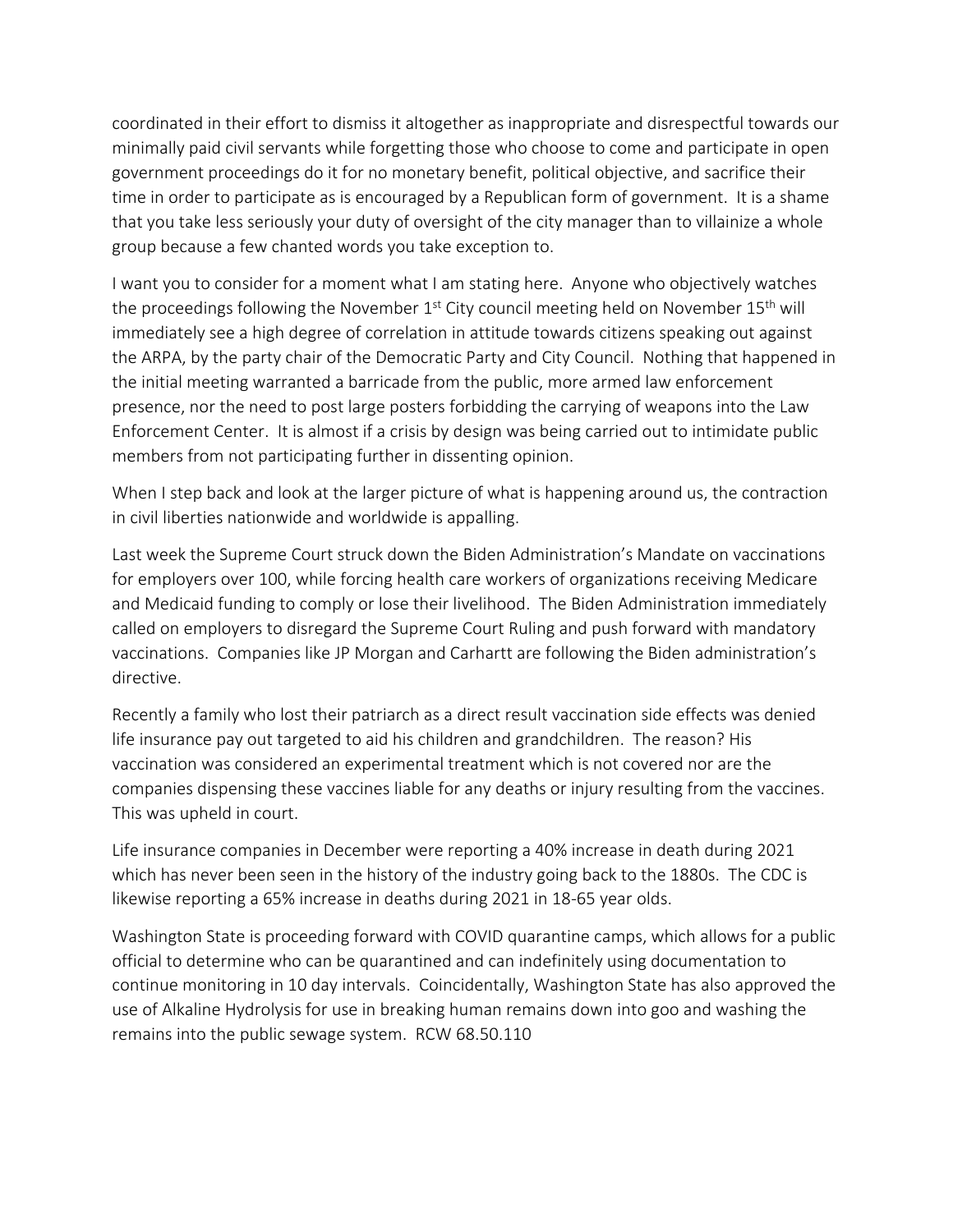coordinated in their effort to dismiss it altogether as inappropriate and disrespectful towards our minimally paid civil servants while forgetting those who choose to come and participate in open government proceedings do it for no monetary benefit, political objective, and sacrifice their time in order to participate as is encouraged by a Republican form of government. It is a shame that you take less seriously your duty of oversight of the city manager than to villainize a whole group because a few chanted words you take exception to.

I want you to consider for a moment what I am stating here. Anyone who objectively watches the proceedings following the November 1st City council meeting held on November 15th will immediately see a high degree of correlation in attitude towards citizens speaking out against the ARPA, by the party chair of the Democratic Party and City Council. Nothing that happened in the initial meeting warranted a barricade from the public, more armed law enforcement presence, nor the need to post large posters forbidding the carrying of weapons into the Law Enforcement Center. It is almost if a crisis by design was being carried out to intimidate public members from not participating further in dissenting opinion.

When I step back and look at the larger picture of what is happening around us, the contraction in civil liberties nationwide and worldwide is appalling.

Last week the Supreme Court struck down the Biden Administration's Mandate on vaccinations for employers over 100, while forcing health care workers of organizations receiving Medicare and Medicaid funding to comply or lose their livelihood. The Biden Administration immediately called on employers to disregard the Supreme Court Ruling and push forward with mandatory vaccinations. Companies like JP Morgan and Carhartt are following the Biden administration's directive.

Recently a family who lost their patriarch as a direct result vaccination side effects was denied life insurance pay out targeted to aid his children and grandchildren. The reason? His vaccination was considered an experimental treatment which is not covered nor are the companies dispensing these vaccines liable for any deaths or injury resulting from the vaccines. This was upheld in court.

Life insurance companies in December were reporting a 40% increase in death during 2021 which has never been seen in the history of the industry going back to the 1880s. The CDC is likewise reporting a 65% increase in deaths during 2021 in 18-65 year olds.

Washington State is proceeding forward with COVID quarantine camps, which allows for a public official to determine who can be quarantined and can indefinitely using documentation to continue monitoring in 10 day intervals. Coincidentally, Washington State has also approved the use of Alkaline Hydrolysis for use in breaking human remains down into goo and washing the remains into the public sewage system. RCW 68.50.110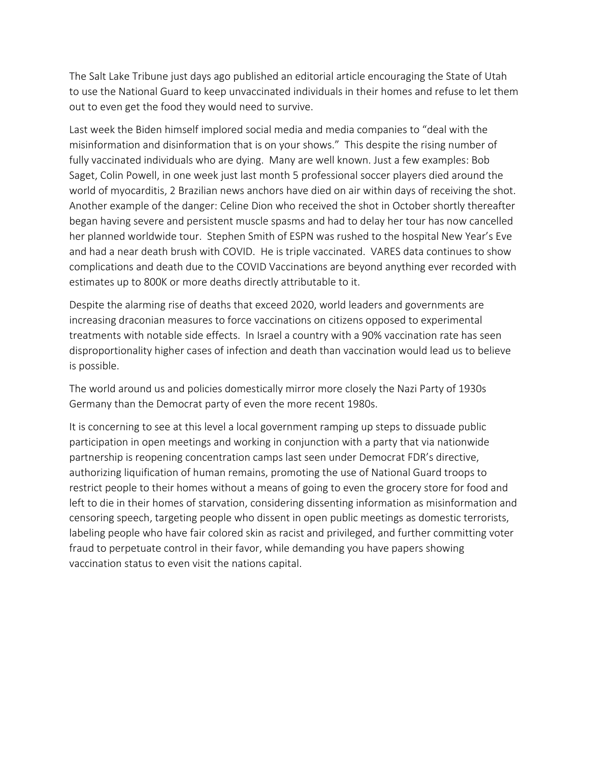The Salt Lake Tribune just days ago published an editorial article encouraging the State of Utah to use the National Guard to keep unvaccinated individuals in their homes and refuse to let them out to even get the food they would need to survive.

Last week the Biden himself implored social media and media companies to "deal with the misinformation and disinformation that is on your shows." This despite the rising number of fully vaccinated individuals who are dying. Many are well known. Just a few examples: Bob Saget, Colin Powell, in one week just last month 5 professional soccer players died around the world of myocarditis, 2 Brazilian news anchors have died on air within days of receiving the shot. Another example of the danger: Celine Dion who received the shot in October shortly thereafter began having severe and persistent muscle spasms and had to delay her tour has now cancelled her planned worldwide tour. Stephen Smith of ESPN was rushed to the hospital New Year's Eve and had a near death brush with COVID. He is triple vaccinated. VARES data continues to show complications and death due to the COVID Vaccinations are beyond anything ever recorded with estimates up to 800K or more deaths directly attributable to it.

Despite the alarming rise of deaths that exceed 2020, world leaders and governments are increasing draconian measures to force vaccinations on citizens opposed to experimental treatments with notable side effects. In Israel a country with a 90% vaccination rate has seen disproportionality higher cases of infection and death than vaccination would lead us to believe is possible.

The world around us and policies domestically mirror more closely the Nazi Party of 1930s Germany than the Democrat party of even the more recent 1980s.

It is concerning to see at this level a local government ramping up steps to dissuade public participation in open meetings and working in conjunction with a party that via nationwide partnership is reopening concentration camps last seen under Democrat FDR's directive, authorizing liquification of human remains, promoting the use of National Guard troops to restrict people to their homes without a means of going to even the grocery store for food and left to die in their homes of starvation, considering dissenting information as misinformation and censoring speech, targeting people who dissent in open public meetings as domestic terrorists, labeling people who have fair colored skin as racist and privileged, and further committing voter fraud to perpetuate control in their favor, while demanding you have papers showing vaccination status to even visit the nations capital.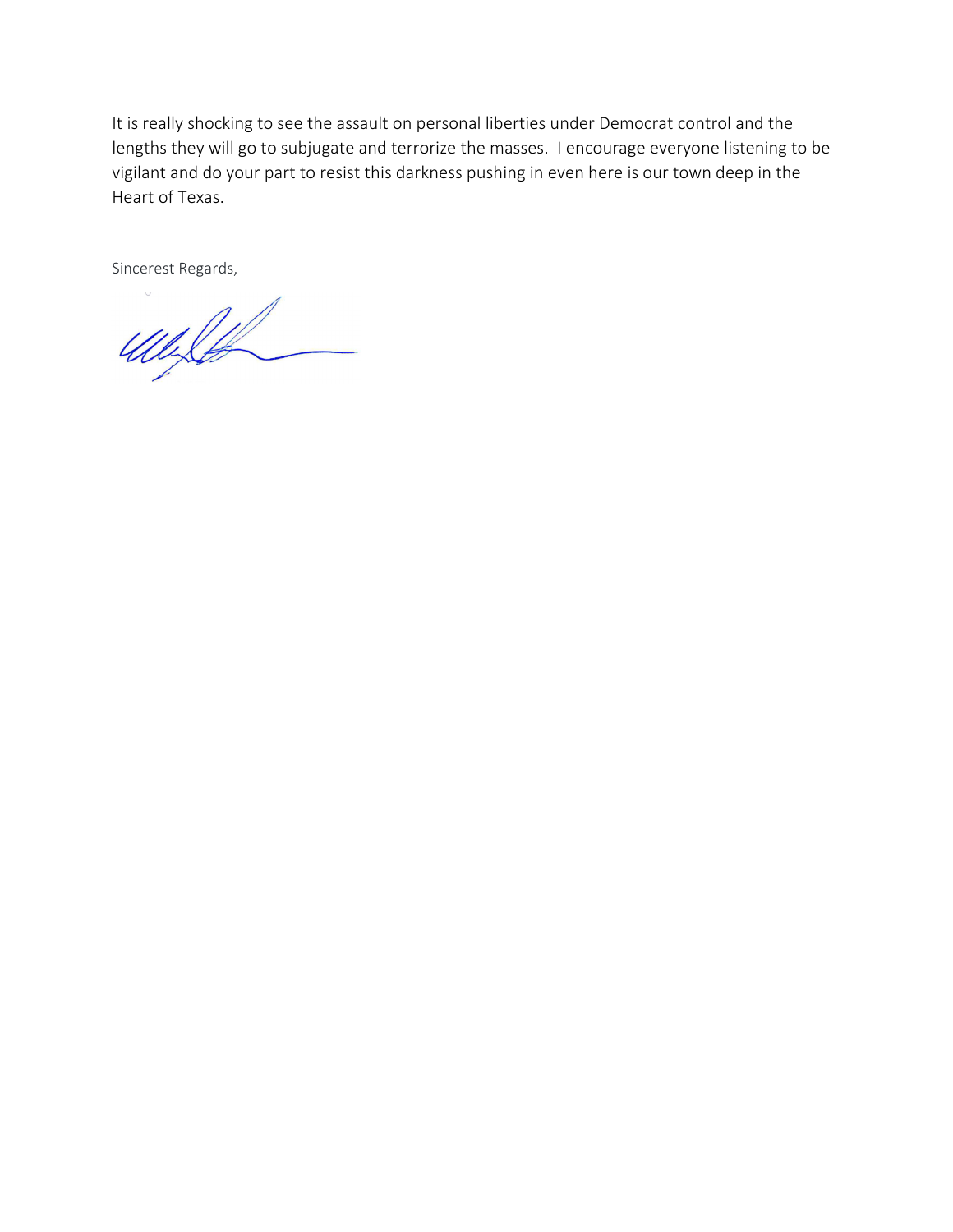It is really shocking to see the assault on personal liberties under Democrat control and the lengths they will go to subjugate and terrorize the masses. I encourage everyone listening to be vigilant and do your part to resist this darkness pushing in even here is our town deep in the Heart of Texas.

Sincerest Regards,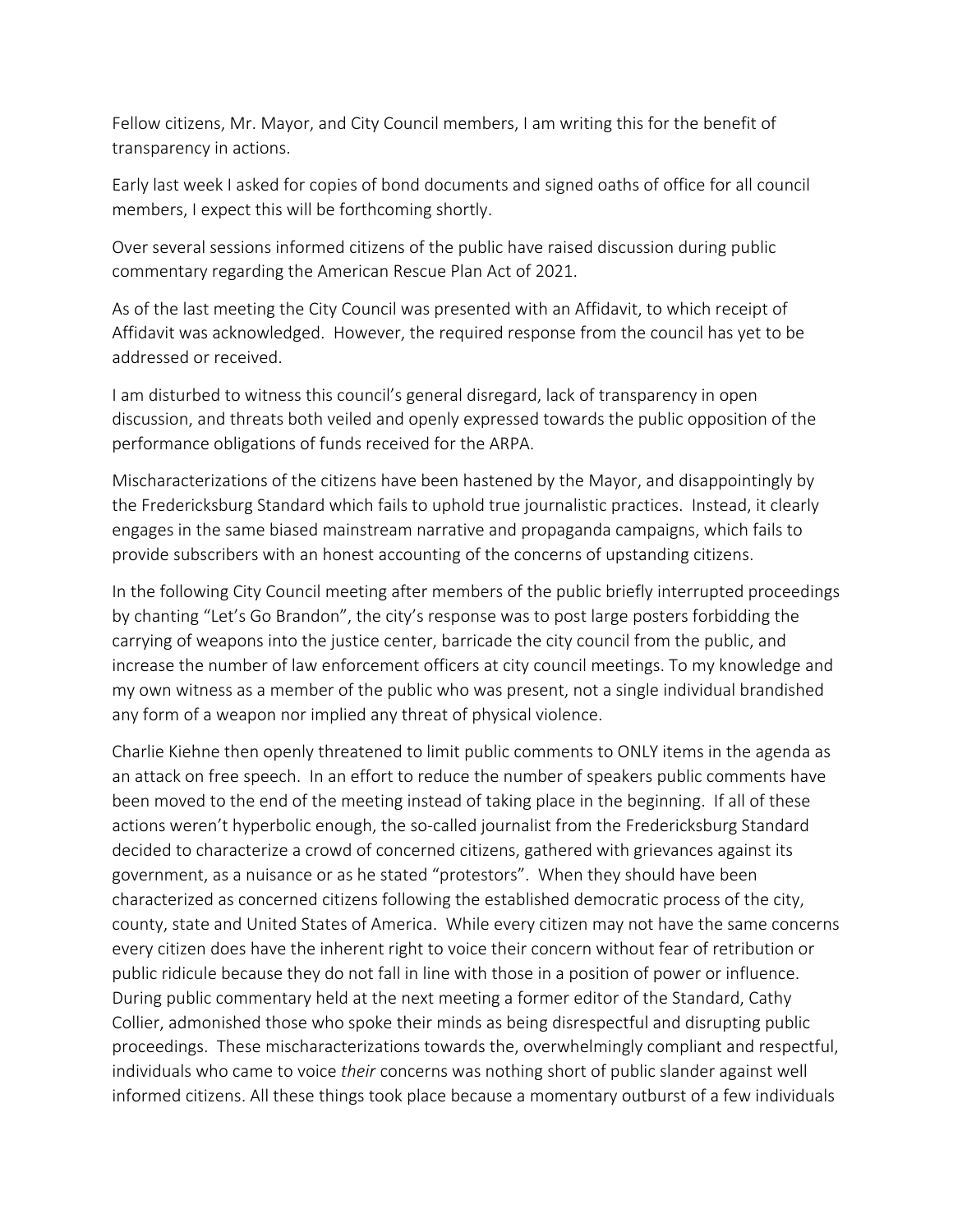Fellow citizens, Mr. Mayor, and City Council members, I am writing this for the benefit of transparency in actions.

Early last week I asked for copies of bond documents and signed oaths of office for all council members, I expect this will be forthcoming shortly.

Over several sessions informed citizens of the public have raised discussion during public commentary regarding the American Rescue Plan Act of 2021.

As of the last meeting the City Council was presented with an Affidavit, to which receipt of Affidavit was acknowledged. However, the required response from the council has yet to be addressed or received.

I am disturbed to witness this council's general disregard, lack of transparency in open discussion, and threats both veiled and openly expressed towards the public opposition of the performance obligations of funds received for the ARPA.

Mischaracterizations of the citizens have been hastened by the Mayor, and disappointingly by the Fredericksburg Standard which fails to uphold true journalistic practices. Instead, it clearly engages in the same biased mainstream narrative and propaganda campaigns, which fails to provide subscribers with an honest accounting of the concerns of upstanding citizens.

In the following City Council meeting after members of the public briefly interrupted proceedings by chanting "Let's Go Brandon", the city's response was to post large posters forbidding the carrying of weapons into the justice center, barricade the city council from the public, and increase the number of law enforcement officers at city council meetings. To my knowledge and my own witness as a member of the public who was present, not a single individual brandished any form of a weapon nor implied any threat of physical violence.

Charlie Kiehne then openly threatened to limit public comments to ONLY items in the agenda as an attack on free speech. In an effort to reduce the number of speakers public comments have been moved to the end of the meeting instead of taking place in the beginning. If all of these actions weren't hyperbolic enough, the so-called journalist from the Fredericksburg Standard decided to characterize a crowd of concerned citizens, gathered with grievances against its government, as a nuisance or as he stated "protestors". When they should have been characterized as concerned citizens following the established democratic process of the city, county, state and United States of America. While every citizen may not have the same concerns every citizen does have the inherent right to voice their concern without fear of retribution or public ridicule because they do not fall in line with those in a position of power or influence. During public commentary held at the next meeting a former editor of the Standard, Cathy Collier, admonished those who spoke their minds as being disrespectful and disrupting public proceedings. These mischaracterizations towards the, overwhelmingly compliant and respectful, individuals who came to voice *their* concerns was nothing short of public slander against well informed citizens. All these things took place because a momentary outburst of a few individuals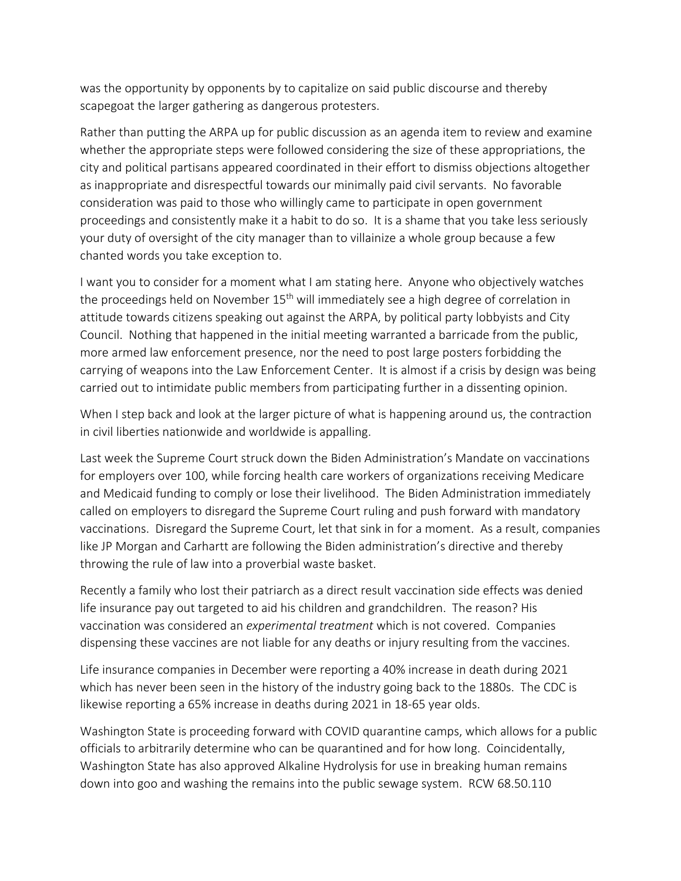was the opportunity by opponents by to capitalize on said public discourse and thereby scapegoat the larger gathering as dangerous protesters.

Rather than putting the ARPA up for public discussion as an agenda item to review and examine whether the appropriate steps were followed considering the size of these appropriations, the city and political partisans appeared coordinated in their effort to dismiss objections altogether as inappropriate and disrespectful towards our minimally paid civil servants. No favorable consideration was paid to those who willingly came to participate in open government proceedings and consistently make it a habit to do so. It is a shame that you take less seriously your duty of oversight of the city manager than to villainize a whole group because a few chanted words you take exception to.

I want you to consider for a moment what I am stating here. Anyone who objectively watches the proceedings held on November 15th will immediately see a high degree of correlation in attitude towards citizens speaking out against the ARPA, by political party lobbyists and City Council. Nothing that happened in the initial meeting warranted a barricade from the public, more armed law enforcement presence, nor the need to post large posters forbidding the carrying of weapons into the Law Enforcement Center. It is almost if a crisis by design was being carried out to intimidate public members from participating further in a dissenting opinion.

When I step back and look at the larger picture of what is happening around us, the contraction in civil liberties nationwide and worldwide is appalling.

Last week the Supreme Court struck down the Biden Administration's Mandate on vaccinations for employers over 100, while forcing health care workers of organizations receiving Medicare and Medicaid funding to comply or lose their livelihood. The Biden Administration immediately called on employers to disregard the Supreme Court ruling and push forward with mandatory vaccinations. Disregard the Supreme Court, let that sink in for a moment. As a result, companies like JP Morgan and Carhartt are following the Biden administration's directive and thereby throwing the rule of law into a proverbial waste basket.

Recently a family who lost their patriarch as a direct result vaccination side effects was denied life insurance pay out targeted to aid his children and grandchildren. The reason? His vaccination was considered an *experimental treatment* which is not covered. Companies dispensing these vaccines are not liable for any deaths or injury resulting from the vaccines.

Life insurance companies in December were reporting a 40% increase in death during 2021 which has never been seen in the history of the industry going back to the 1880s. The CDC is likewise reporting a 65% increase in deaths during 2021 in 18-65 year olds.

Washington State is proceeding forward with COVID quarantine camps, which allows for a public officials to arbitrarily determine who can be quarantined and for how long. Coincidentally, Washington State has also approved Alkaline Hydrolysis for use in breaking human remains down into goo and washing the remains into the public sewage system. RCW 68.50.110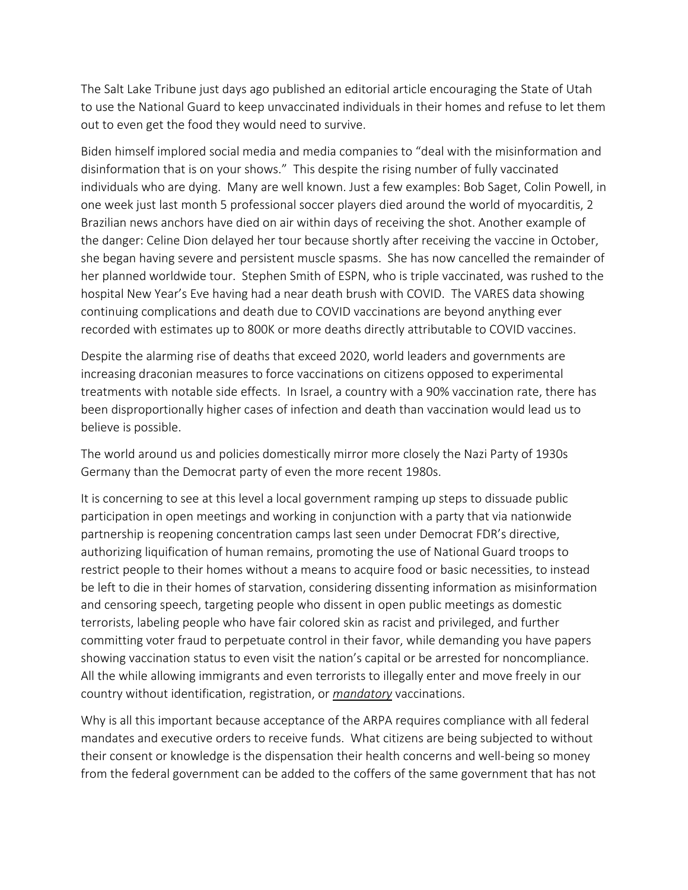The Salt Lake Tribune just days ago published an editorial article encouraging the State of Utah to use the National Guard to keep unvaccinated individuals in their homes and refuse to let them out to even get the food they would need to survive.

Biden himself implored social media and media companies to "deal with the misinformation and disinformation that is on your shows." This despite the rising number of fully vaccinated individuals who are dying. Many are well known. Just a few examples: Bob Saget, Colin Powell, in one week just last month 5 professional soccer players died around the world of myocarditis, 2 Brazilian news anchors have died on air within days of receiving the shot. Another example of the danger: Celine Dion delayed her tour because shortly after receiving the vaccine in October, she began having severe and persistent muscle spasms. She has now cancelled the remainder of her planned worldwide tour. Stephen Smith of ESPN, who is triple vaccinated, was rushed to the hospital New Year's Eve having had a near death brush with COVID. The VARES data showing continuing complications and death due to COVID vaccinations are beyond anything ever recorded with estimates up to 800K or more deaths directly attributable to COVID vaccines.

Despite the alarming rise of deaths that exceed 2020, world leaders and governments are increasing draconian measures to force vaccinations on citizens opposed to experimental treatments with notable side effects. In Israel, a country with a 90% vaccination rate, there has been disproportionally higher cases of infection and death than vaccination would lead us to believe is possible.

The world around us and policies domestically mirror more closely the Nazi Party of 1930s Germany than the Democrat party of even the more recent 1980s.

It is concerning to see at this level a local government ramping up steps to dissuade public participation in open meetings and working in conjunction with a party that via nationwide partnership is reopening concentration camps last seen under Democrat FDR's directive, authorizing liquification of human remains, promoting the use of National Guard troops to restrict people to their homes without a means to acquire food or basic necessities, to instead be left to die in their homes of starvation, considering dissenting information as misinformation and censoring speech, targeting people who dissent in open public meetings as domestic terrorists, labeling people who have fair colored skin as racist and privileged, and further committing voter fraud to perpetuate control in their favor, while demanding you have papers showing vaccination status to even visit the nation's capital or be arrested for noncompliance. All the while allowing immigrants and even terrorists to illegally enter and move freely in our country without identification, registration, or ***mandatory*** vaccinations.

Why is all this important because acceptance of the ARPA requires compliance with all federal mandates and executive orders to receive funds. What citizens are being subjected to without their consent or knowledge is the dispensation their health concerns and well-being so money from the federal government can be added to the coffers of the same government that has not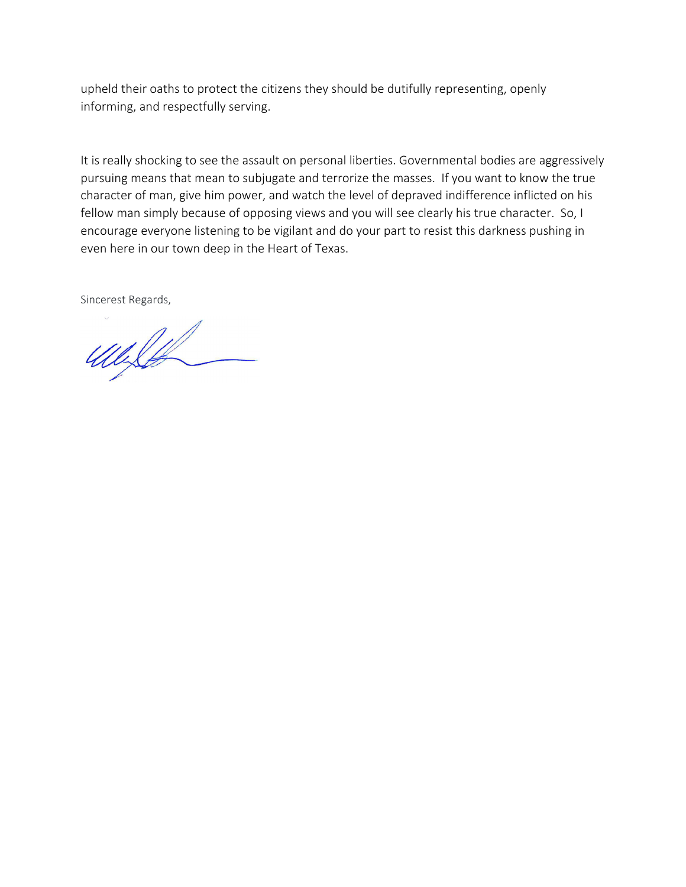upheld their oaths to protect the citizens they should be dutifully representing, openly informing, and respectfully serving.

It is really shocking to see the assault on personal liberties. Governmental bodies are aggressively pursuing means that mean to subjugate and terrorize the masses. If you want to know the true character of man, give him power, and watch the level of depraved indifference inflicted on his fellow man simply because of opposing views and you will see clearly his true character. So, I encourage everyone listening to be vigilant and do your part to resist this darkness pushing in even here in our town deep in the Heart of Texas.

Sincerest Regards,